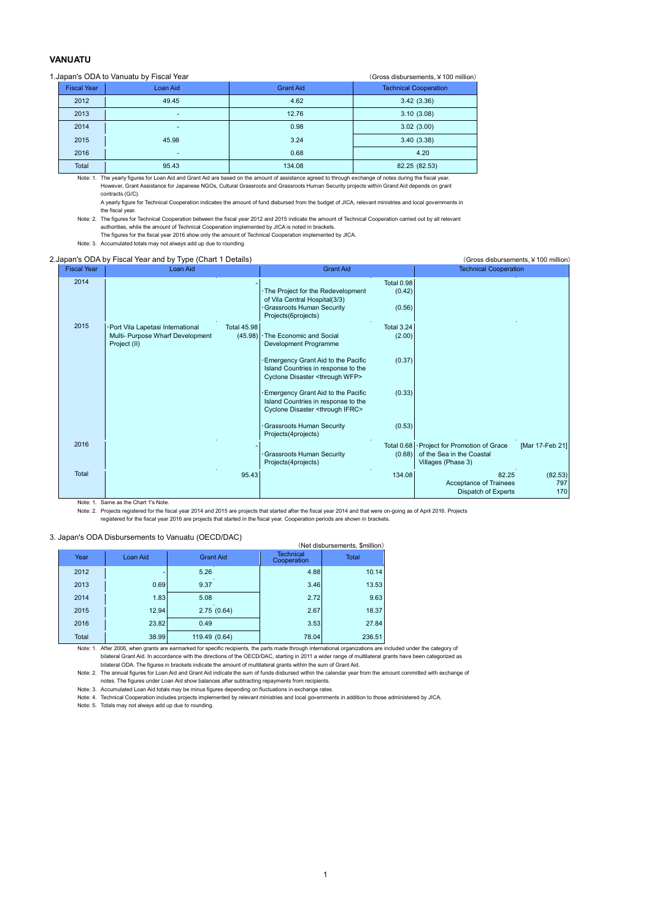# VANUATU

## 1.Japan's ODA to Vanuatu by Fiscal Year

（Gross disbursements, ¥100 million）

| Fiscal Year | Loan Aid | Grant Aid | Technical Cooperation |
|---|---|---|---|
| 2012 | 49.45 | 4.62 | 3.42 (3.36) |
| 2013 | - | 12.76 | 3.10 (3.08) |
| 2014 | - | 0.98 | 3.02 (3.00) |
| 2015 | 45.98 | 3.24 | 3.40 (3.38) |
| 2016 | - | 0.68 | 4.20 |
| Total | 95.43 | 134.08 | 82.25 (82.53) |

Note: 1. The yearly figures for Loan Aid and Grant Aid are based on the amount of assistance agreed to through exchange of notes during the fiscal year. However, Grant Assistance for Japanese NGOs, Cultural Grassroots and Grassroots Human Security projects within Grand Aid depends on grant contracts (G/C).
A yearly figure for Technical Cooperation indicates the amount of fund disbursed from the budget of JICA, relevant ministries and local governments in the fiscal year.

Note: 2. The figures for Technical Cooperation between the fiscal year 2012 and 2015 indicate the amount of Technical Cooperation carried out by all relevant authorities, while the amount of Technical Cooperation implemented by JICA is noted in brackets.
The figures for the fiscal year 2016 show only the amount of Technical Cooperation implemented by JICA.

Note: 3. Accumulated totals may not always add up due to rounding.

## 2.Japan's ODA by Fiscal Year and by Type (Chart 1 Details)

（Gross disbursements, ¥100 million）

| Fiscal Year | Loan Aid | | Grant Aid | | Technical Cooperation | |
|---|---|---|---|---|---|---|
| 2014 | | - | | Total 0.98 | | |
| | | | ･The Project for the Redevelopment of Vila Central Hospital(3/3) | (0.42) | | |
| | | | ･Grassroots Human Security Projects(6projects) | (0.56) | | |
| 2015 | ･Port Vila Lapetasi International Multi- Purpose Wharf Development Project (II) | Total 45.98 (45.98) | | Total 3.24 | | |
| | | | ･The Economic and Social Development Programme | (2.00) | | |
| | | | ･Emergency Grant Aid to the Pacific Island Countries in response to the Cyclone Disaster <through WFP> | (0.37) | | |
| | | | ･Emergency Grant Aid to the Pacific Island Countries in response to the Cyclone Disaster <through IFRC> | (0.33) | | |
| | | | ･Grassroots Human Security Projects(4projects) | (0.53) | | |
| 2016 | | - | | Total 0.68 | ･Project for Promotion of Grace of the Sea in the Coastal Villages (Phase 3) | [Mar 17-Feb 21] |
| | | | ･Grassroots Human Security Projects(4projects) | (0.68) | | |
| Total | | 95.43 | | 134.08 | | 82.25 (82.53) |
| | | | | | Acceptance of Trainees | 797 |
| | | | | | Dispatch of Experts | 170 |

Note: 1. Same as the Chart 1's Note.

Note: 2. Projects registered for the fiscal year 2014 and 2015 are projects that started after the fiscal year 2014 and that were on-going as of April 2016. Projects registered for the fiscal year 2016 are projects that started in the fiscal year. Cooperation periods are shown in brackets.

## 3. Japan's ODA Disbursements to Vanuatu (OECD/DAC)

（Net disbursements, $million）

| Year | Loan Aid | Grant Aid | Technical Cooperation | Total |
|---|---|---|---|---|
| 2012 | - | 5.26 | 4.88 | 10.14 |
| 2013 | 0.69 | 9.37 | 3.46 | 13.53 |
| 2014 | 1.83 | 5.08 | 2.72 | 9.63 |
| 2015 | 12.94 | 2.75 (0.64) | 2.67 | 18.37 |
| 2016 | 23.82 | 0.49 | 3.53 | 27.84 |
| Total | 38.99 | 119.49 (0.64) | 78.04 | 236.51 |

Note: 1. After 2006, when grants are earmarked for specific recipients, the parts made through international organizations are included under the category of bilateral Grant Aid. In accordance with the directions of the OECD/DAC, starting in 2011 a wider range of multilateral grants have been categorized as bilateral ODA. The figures in brackets indicate the amount of multilateral grants within the sum of Grant Aid.

Note: 2. The annual figures for Loan Aid and Grant Aid indicate the sum of funds disbursed within the calendar year from the amount committed with exchange of notes. The figures under Loan Aid show balances after subtracting repayments from recipients.

Note: 3. Accumulated Loan Aid totals may be minus figures depending on fluctuations in exchange rates.

Note: 4. Technical Cooperation includes projects implemented by relevant ministries and local governments in addition to those administered by JICA.

Note: 5. Totals may not always add up due to rounding.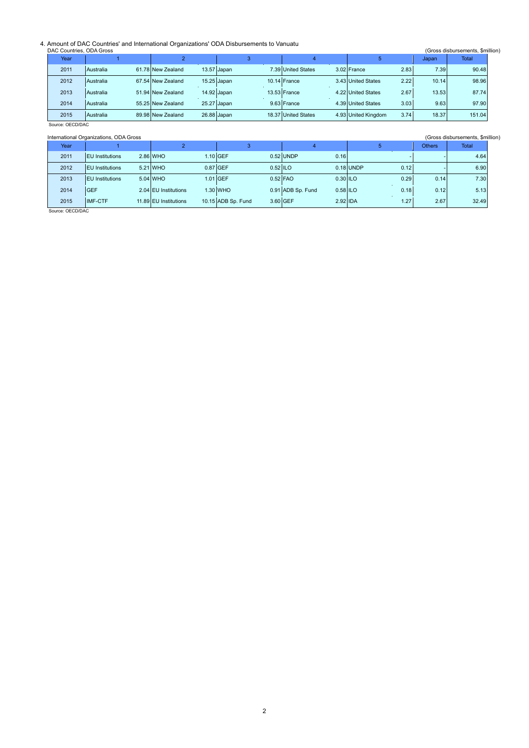4. Amount of DAC Countries' and International Organizations' ODA Disbursements to Vanuatu

DAC Countries, ODA Gross

(Gross disbursements, $million)

| Year | 1 | | 2 | | 3 | | 4 | | 5 | | Japan | Total |
|---|---|---|---|---|---|---|---|---|---|---|---|---|
| 2011 | Australia | 61.78 | New Zealand | 13.57 | Japan | 7.39 | United States | 3.02 | France | 2.83 | 7.39 | 90.48 |
| 2012 | Australia | 67.54 | New Zealand | 15.25 | Japan | 10.14 | France | 3.43 | United States | 2.22 | 10.14 | 98.96 |
| 2013 | Australia | 51.94 | New Zealand | 14.92 | Japan | 13.53 | France | 4.22 | United States | 2.67 | 13.53 | 87.74 |
| 2014 | Australia | 55.25 | New Zealand | 25.27 | Japan | 9.63 | France | 4.39 | United States | 3.03 | 9.63 | 97.90 |
| 2015 | Australia | 89.98 | New Zealand | 26.88 | Japan | 18.37 | United States | 4.93 | United Kingdom | 3.74 | 18.37 | 151.04 |

Source: OECD/DAC

International Organizations, ODA Gross

(Gross disbursements, $million)

| Year | 1 | | 2 | | 3 | | 4 | | 5 | | Others | Total |
|---|---|---|---|---|---|---|---|---|---|---|---|---|
| 2011 | EU Institutions | 2.86 | WHO | 1.10 | GEF | 0.52 | UNDP | 0.16 | | - | - | 4.64 |
| 2012 | EU Institutions | 5.21 | WHO | 0.87 | GEF | 0.52 | ILO | 0.18 | UNDP | 0.12 | - | 6.90 |
| 2013 | EU Institutions | 5.04 | WHO | 1.01 | GEF | 0.52 | FAO | 0.30 | ILO | 0.29 | 0.14 | 7.30 |
| 2014 | GEF | 2.04 | EU Institutions | 1.30 | WHO | 0.91 | ADB Sp. Fund | 0.58 | ILO | 0.18 | 0.12 | 5.13 |
| 2015 | IMF-CTF | 11.89 | EU Institutions | 10.15 | ADB Sp. Fund | 3.60 | GEF | 2.92 | IDA | 1.27 | 2.67 | 32.49 |

Source: OECD/DAC